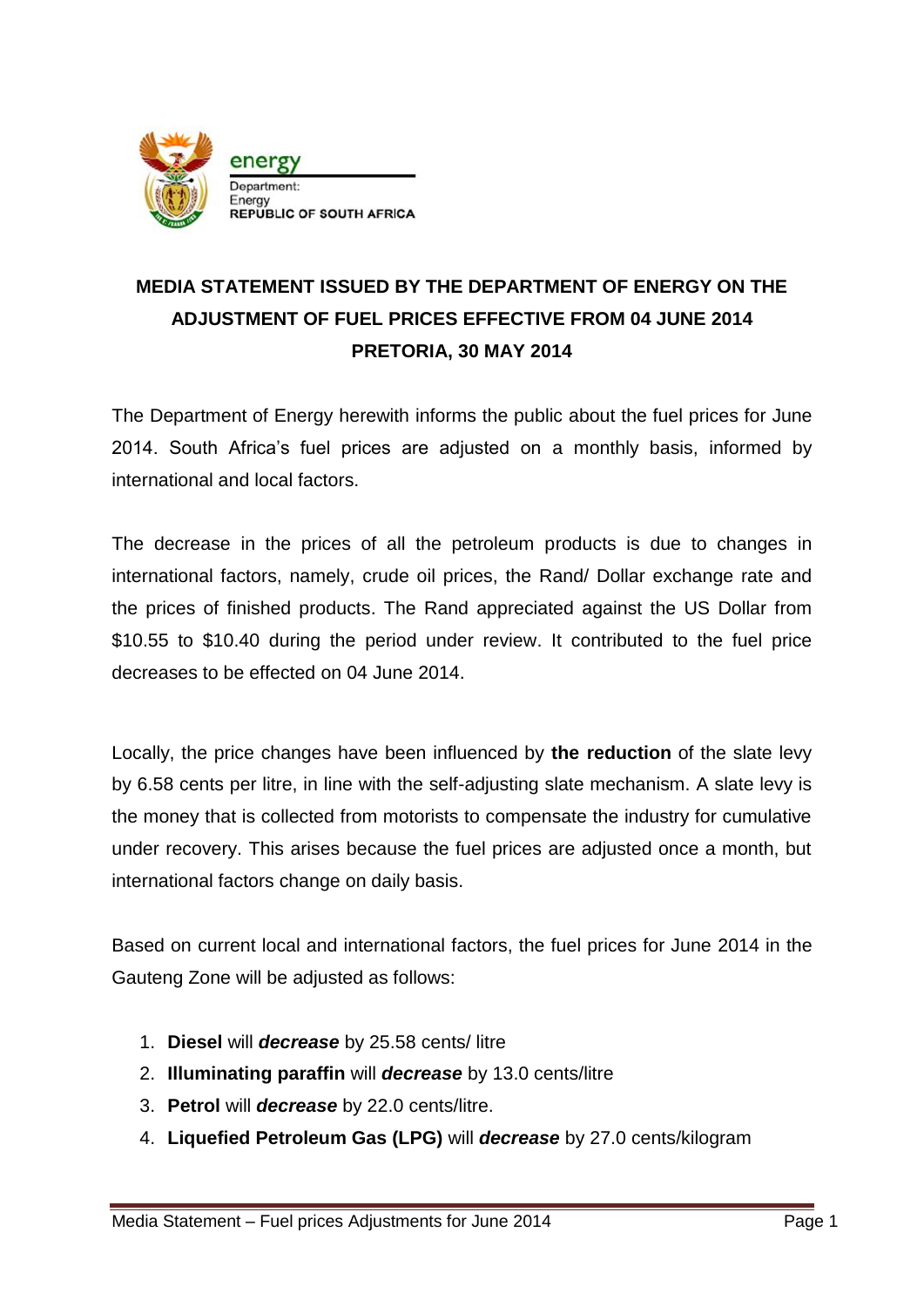energy

Department:
Energy
REPUBLIC OF SOUTH AFRICA

# MEDIA STATEMENT ISSUED BY THE DEPARTMENT OF ENERGY ON THE ADJUSTMENT OF FUEL PRICES EFFECTIVE FROM 04 JUNE 2014

**PRETORIA, 30 MAY 2014**

The Department of Energy herewith informs the public about the fuel prices for June 2014. South Africa's fuel prices are adjusted on a monthly basis, informed by international and local factors.

The decrease in the prices of all the petroleum products is due to changes in international factors, namely, crude oil prices, the Rand/ Dollar exchange rate and the prices of finished products. The Rand appreciated against the US Dollar from $10.55 to $10.40 during the period under review. It contributed to the fuel price decreases to be effected on 04 June 2014.

Locally, the price changes have been influenced by **the reduction** of the slate levy by 6.58 cents per litre, in line with the self-adjusting slate mechanism. A slate levy is the money that is collected from motorists to compensate the industry for cumulative under recovery. This arises because the fuel prices are adjusted once a month, but international factors change on daily basis.

Based on current local and international factors, the fuel prices for June 2014 in the Gauteng Zone will be adjusted as follows:

1. **Diesel** will ***decrease*** by 25.58 cents/ litre
2. **Illuminating paraffin** will ***decrease*** by 13.0 cents/litre
3. **Petrol** will ***decrease*** by 22.0 cents/litre.
4. **Liquefied Petroleum Gas (LPG)** will ***decrease*** by 27.0 cents/kilogram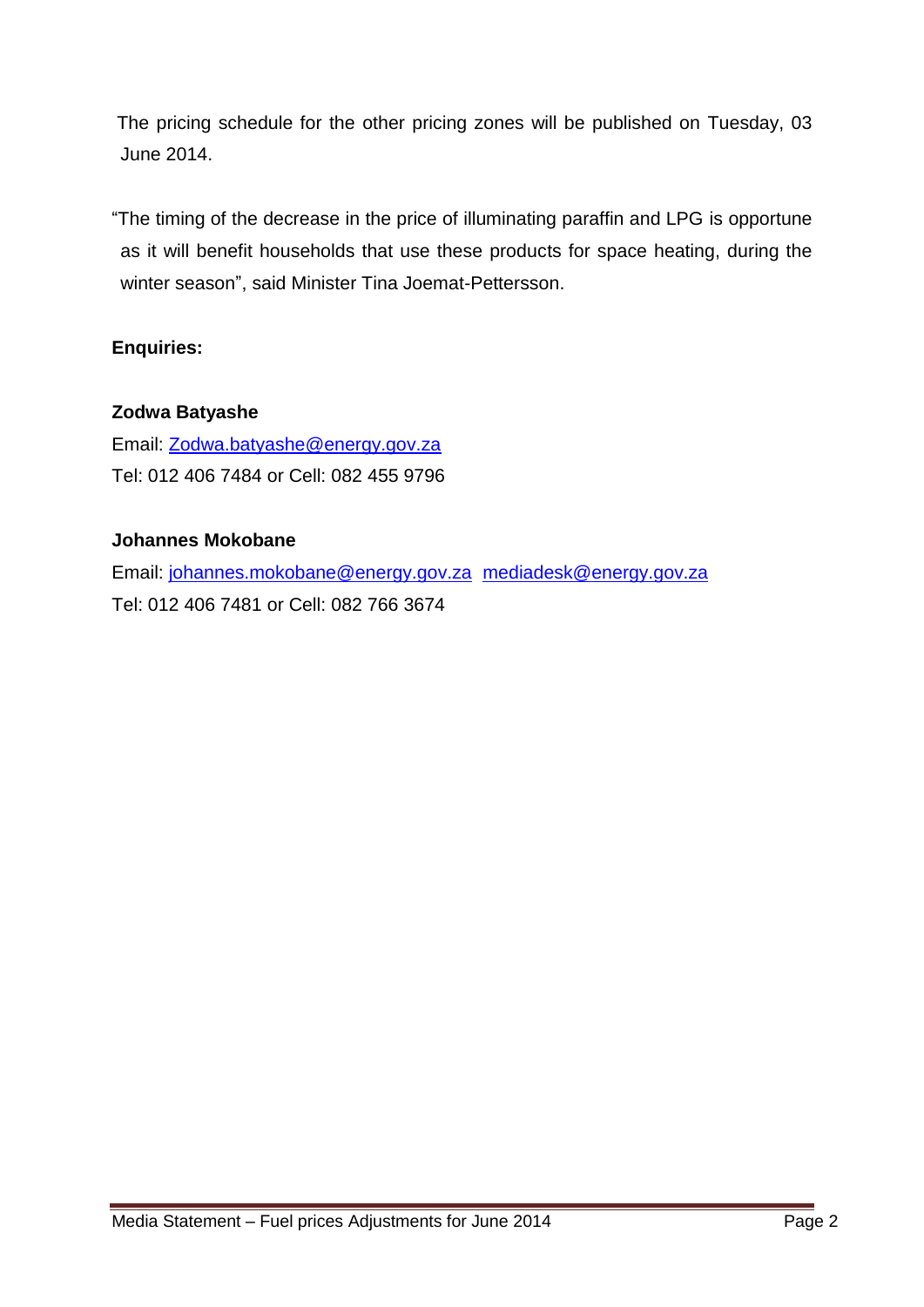The pricing schedule for the other pricing zones will be published on Tuesday, 03 June 2014.

"The timing of the decrease in the price of illuminating paraffin and LPG is opportune as it will benefit households that use these products for space heating, during the winter season", said Minister Tina Joemat-Pettersson.

**Enquiries:**

**Zodwa Batyashe**
Email: Zodwa.batyashe@energy.gov.za
Tel: 012 406 7484 or Cell: 082 455 9796

**Johannes Mokobane**
Email: johannes.mokobane@energy.gov.za mediadesk@energy.gov.za
Tel: 012 406 7481 or Cell: 082 766 3674